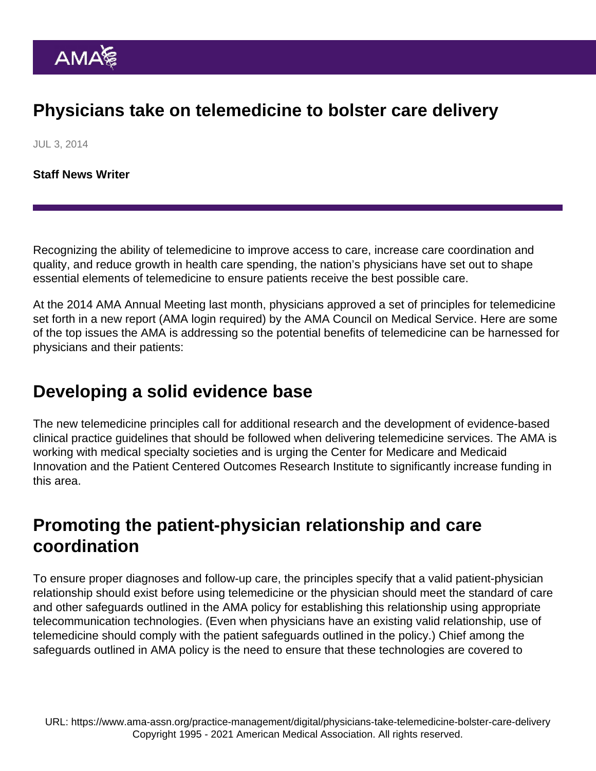# Physicians take on telemedicine to bolster care delivery

JUL 3, 2014

**Staff News Writer**

Recognizing the ability of telemedicine to improve access to care, increase care coordination and quality, and reduce growth in health care spending, the nation's physicians have set out to shape essential elements of telemedicine to ensure patients receive the best possible care.

At the 2014 AMA Annual Meeting last month, physicians approved a set of principles for telemedicine set forth in a new report (AMA login required) by the AMA Council on Medical Service. Here are some of the top issues the AMA is addressing so the potential benefits of telemedicine can be harnessed for physicians and their patients:

## Developing a solid evidence base

The new telemedicine principles call for additional research and the development of evidence-based clinical practice guidelines that should be followed when delivering telemedicine services. The AMA is working with medical specialty societies and is urging the Center for Medicare and Medicaid Innovation and the Patient Centered Outcomes Research Institute to significantly increase funding in this area.

## Promoting the patient-physician relationship and care coordination

To ensure proper diagnoses and follow-up care, the principles specify that a valid patient-physician relationship should exist before using telemedicine or the physician should meet the standard of care and other safeguards outlined in the AMA policy for establishing this relationship using appropriate telecommunication technologies. (Even when physicians have an existing valid relationship, use of telemedicine should comply with the patient safeguards outlined in the policy.) Chief among the safeguards outlined in AMA policy is the need to ensure that these technologies are covered to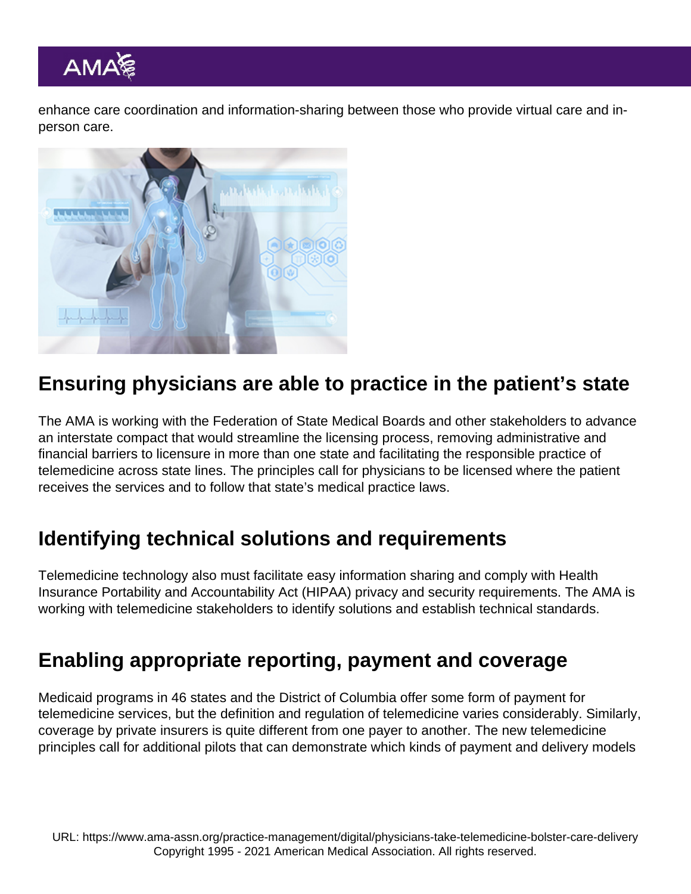enhance care coordination and information-sharing between those who provide virtual care and in-person care.

## Ensuring physicians are able to practice in the patient's state

The AMA is working with the Federation of State Medical Boards and other stakeholders to advance an interstate compact that would streamline the licensing process, removing administrative and financial barriers to licensure in more than one state and facilitating the responsible practice of telemedicine across state lines. The principles call for physicians to be licensed where the patient receives the services and to follow that state's medical practice laws.

## Identifying technical solutions and requirements

Telemedicine technology also must facilitate easy information sharing and comply with Health Insurance Portability and Accountability Act (HIPAA) privacy and security requirements. The AMA is working with telemedicine stakeholders to identify solutions and establish technical standards.

## Enabling appropriate reporting, payment and coverage

Medicaid programs in 46 states and the District of Columbia offer some form of payment for telemedicine services, but the definition and regulation of telemedicine varies considerably. Similarly, coverage by private insurers is quite different from one payer to another. The new telemedicine principles call for additional pilots that can demonstrate which kinds of payment and delivery models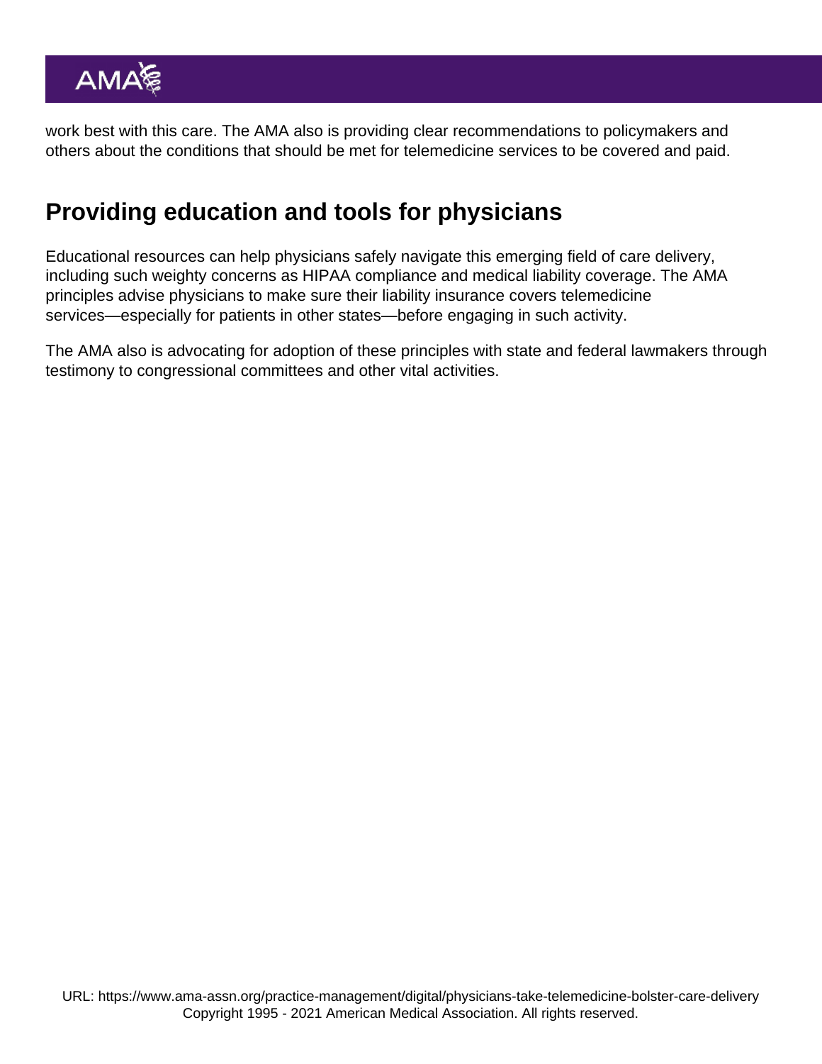work best with this care. The AMA also is providing clear recommendations to policymakers and others about the conditions that should be met for telemedicine services to be covered and paid.

## Providing education and tools for physicians

Educational resources can help physicians safely navigate this emerging field of care delivery, including such weighty concerns as HIPAA compliance and medical liability coverage. The AMA principles advise physicians to make sure their liability insurance covers telemedicine services—especially for patients in other states—before engaging in such activity.

The AMA also is advocating for adoption of these principles with state and federal lawmakers through testimony to congressional committees and other vital activities.